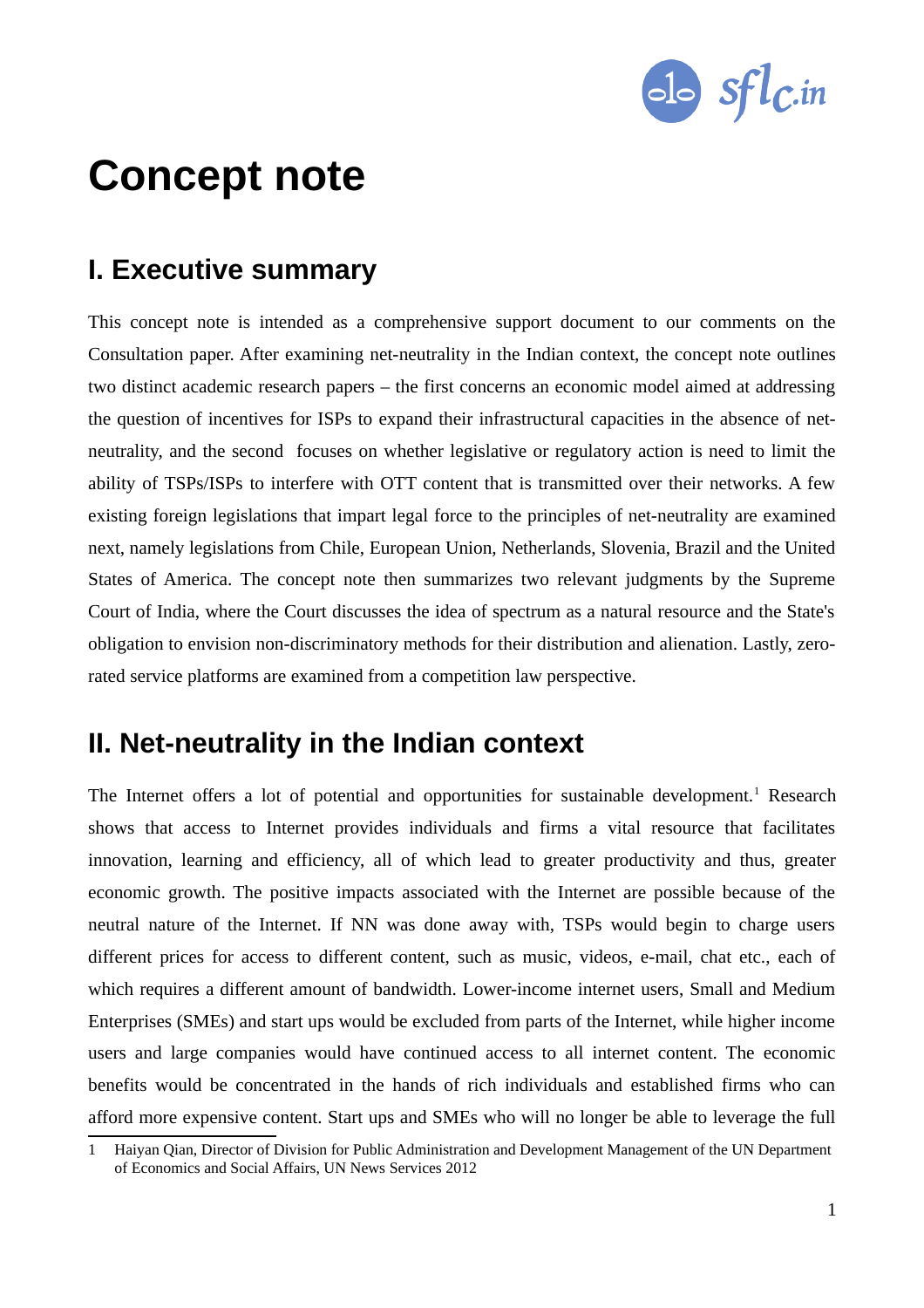# Concept note

## I. Executive summary

This concept note is intended as a comprehensive support document to our comments on the Consultation paper. After examining net-neutrality in the Indian context, the concept note outlines two distinct academic research papers – the first concerns an economic model aimed at addressing the question of incentives for ISPs to expand their infrastructural capacities in the absence of net-neutrality, and the second focuses on whether legislative or regulatory action is need to limit the ability of TSPs/ISPs to interfere with OTT content that is transmitted over their networks. A few existing foreign legislations that impart legal force to the principles of net-neutrality are examined next, namely legislations from Chile, European Union, Netherlands, Slovenia, Brazil and the United States of America. The concept note then summarizes two relevant judgments by the Supreme Court of India, where the Court discusses the idea of spectrum as a natural resource and the State's obligation to envision non-discriminatory methods for their distribution and alienation. Lastly, zero-rated service platforms are examined from a competition law perspective.

## II. Net-neutrality in the Indian context

The Internet offers a lot of potential and opportunities for sustainable development.[1] Research shows that access to Internet provides individuals and firms a vital resource that facilitates innovation, learning and efficiency, all of which lead to greater productivity and thus, greater economic growth. The positive impacts associated with the Internet are possible because of the neutral nature of the Internet. If NN was done away with, TSPs would begin to charge users different prices for access to different content, such as music, videos, e-mail, chat etc., each of which requires a different amount of bandwidth. Lower-income internet users, Small and Medium Enterprises (SMEs) and start ups would be excluded from parts of the Internet, while higher income users and large companies would have continued access to all internet content. The economic benefits would be concentrated in the hands of rich individuals and established firms who can afford more expensive content. Start ups and SMEs who will no longer be able to leverage the full

1 Haiyan Qian, Director of Division for Public Administration and Development Management of the UN Department of Economics and Social Affairs, UN News Services 2012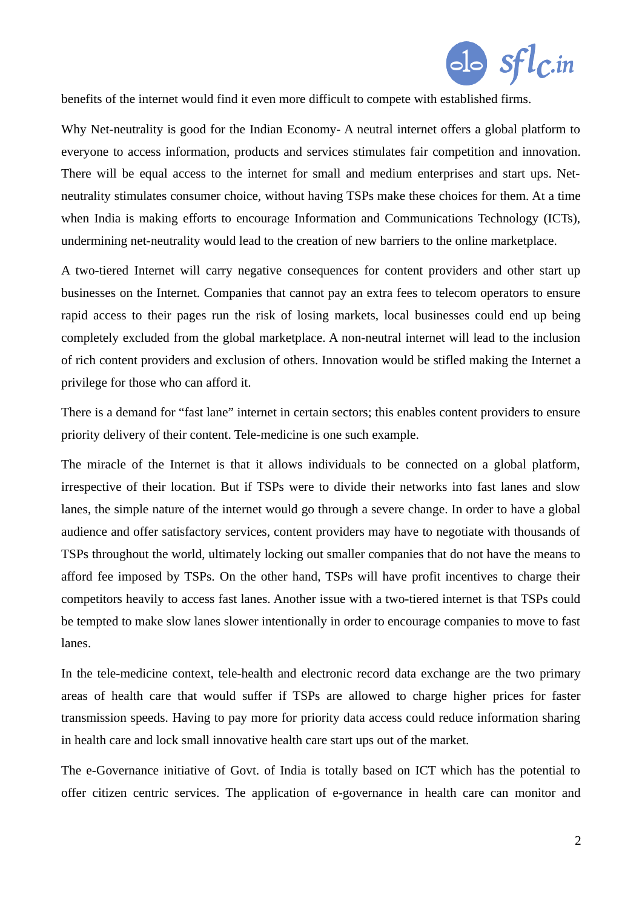benefits of the internet would find it even more difficult to compete with established firms.

Why Net-neutrality is good for the Indian Economy- A neutral internet offers a global platform to everyone to access information, products and services stimulates fair competition and innovation. There will be equal access to the internet for small and medium enterprises and start ups. Net-neutrality stimulates consumer choice, without having TSPs make these choices for them. At a time when India is making efforts to encourage Information and Communications Technology (ICTs), undermining net-neutrality would lead to the creation of new barriers to the online marketplace.

A two-tiered Internet will carry negative consequences for content providers and other start up businesses on the Internet. Companies that cannot pay an extra fees to telecom operators to ensure rapid access to their pages run the risk of losing markets, local businesses could end up being completely excluded from the global marketplace. A non-neutral internet will lead to the inclusion of rich content providers and exclusion of others. Innovation would be stifled making the Internet a privilege for those who can afford it.

There is a demand for "fast lane" internet in certain sectors; this enables content providers to ensure priority delivery of their content. Tele-medicine is one such example.

The miracle of the Internet is that it allows individuals to be connected on a global platform, irrespective of their location. But if TSPs were to divide their networks into fast lanes and slow lanes, the simple nature of the internet would go through a severe change. In order to have a global audience and offer satisfactory services, content providers may have to negotiate with thousands of TSPs throughout the world, ultimately locking out smaller companies that do not have the means to afford fee imposed by TSPs. On the other hand, TSPs will have profit incentives to charge their competitors heavily to access fast lanes. Another issue with a two-tiered internet is that TSPs could be tempted to make slow lanes slower intentionally in order to encourage companies to move to fast lanes.

In the tele-medicine context, tele-health and electronic record data exchange are the two primary areas of health care that would suffer if TSPs are allowed to charge higher prices for faster transmission speeds. Having to pay more for priority data access could reduce information sharing in health care and lock small innovative health care start ups out of the market.

The e-Governance initiative of Govt. of India is totally based on ICT which has the potential to offer citizen centric services. The application of e-governance in health care can monitor and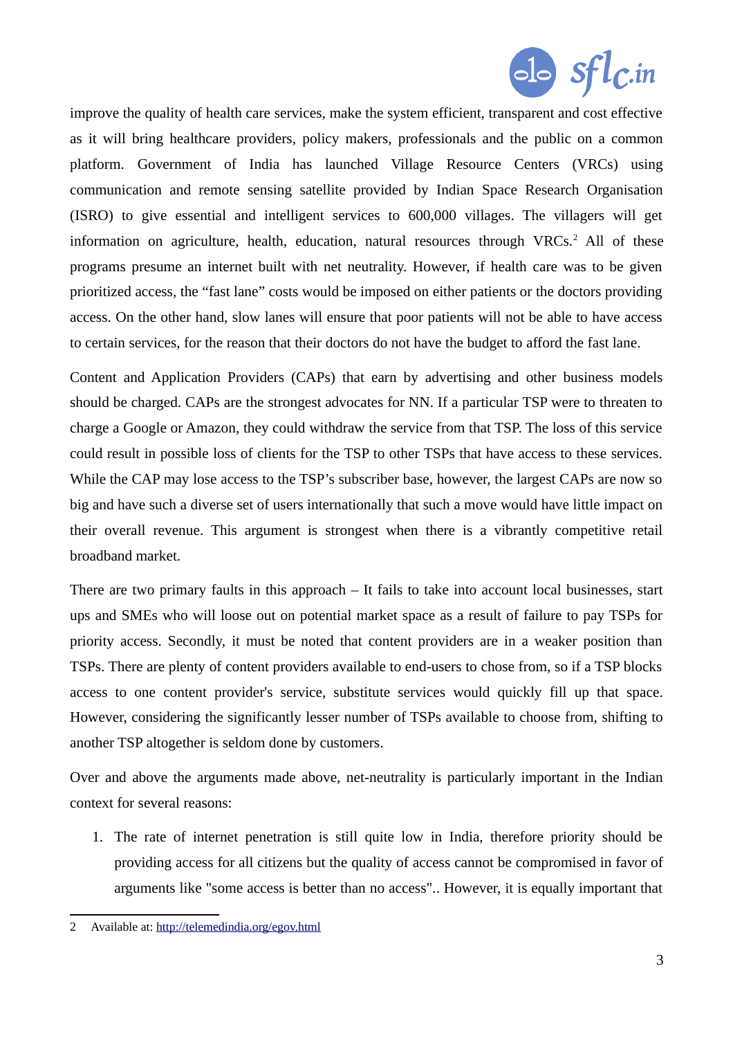improve the quality of health care services, make the system efficient, transparent and cost effective as it will bring healthcare providers, policy makers, professionals and the public on a common platform. Government of India has launched Village Resource Centers (VRCs) using communication and remote sensing satellite provided by Indian Space Research Organisation (ISRO) to give essential and intelligent services to 600,000 villages. The villagers will get information on agriculture, health, education, natural resources through VRCs.[2] All of these programs presume an internet built with net neutrality. However, if health care was to be given prioritized access, the "fast lane" costs would be imposed on either patients or the doctors providing access. On the other hand, slow lanes will ensure that poor patients will not be able to have access to certain services, for the reason that their doctors do not have the budget to afford the fast lane.

Content and Application Providers (CAPs) that earn by advertising and other business models should be charged. CAPs are the strongest advocates for NN. If a particular TSP were to threaten to charge a Google or Amazon, they could withdraw the service from that TSP. The loss of this service could result in possible loss of clients for the TSP to other TSPs that have access to these services. While the CAP may lose access to the TSP's subscriber base, however, the largest CAPs are now so big and have such a diverse set of users internationally that such a move would have little impact on their overall revenue. This argument is strongest when there is a vibrantly competitive retail broadband market.

There are two primary faults in this approach – It fails to take into account local businesses, start ups and SMEs who will loose out on potential market space as a result of failure to pay TSPs for priority access. Secondly, it must be noted that content providers are in a weaker position than TSPs. There are plenty of content providers available to end-users to chose from, so if a TSP blocks access to one content provider's service, substitute services would quickly fill up that space. However, considering the significantly lesser number of TSPs available to choose from, shifting to another TSP altogether is seldom done by customers.

Over and above the arguments made above, net-neutrality is particularly important in the Indian context for several reasons:

1. The rate of internet penetration is still quite low in India, therefore priority should be providing access for all citizens but the quality of access cannot be compromised in favor of arguments like "some access is better than no access".. However, it is equally important that

---

2 Available at: http://telemedindia.org/egov.html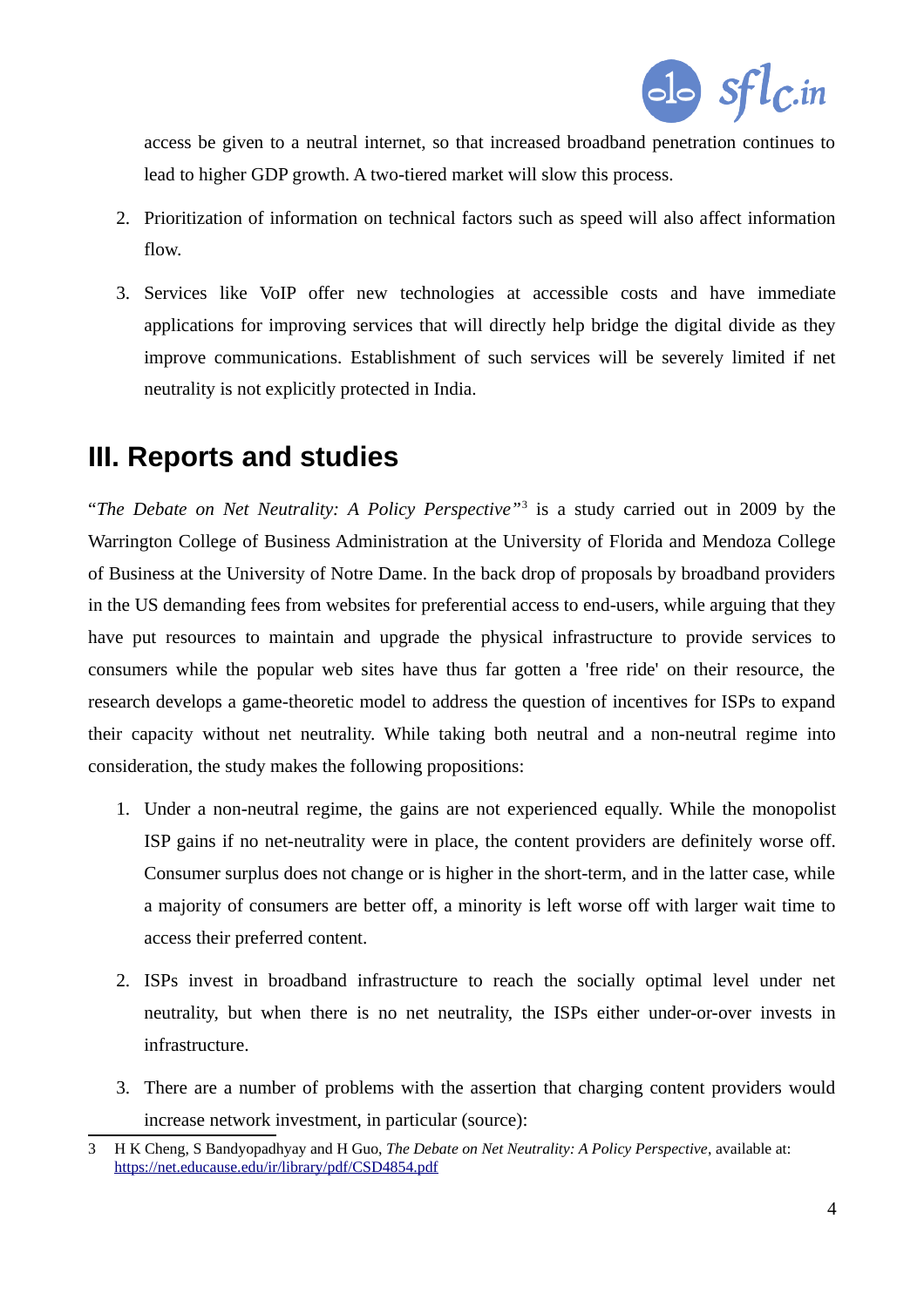access be given to a neutral internet, so that increased broadband penetration continues to lead to higher GDP growth. A two-tiered market will slow this process.

2. Prioritization of information on technical factors such as speed will also affect information flow.

3. Services like VoIP offer new technologies at accessible costs and have immediate applications for improving services that will directly help bridge the digital divide as they improve communications. Establishment of such services will be severely limited if net neutrality is not explicitly protected in India.

## III. Reports and studies

"*The Debate on Net Neutrality: A Policy Perspective*"[3] is a study carried out in 2009 by the Warrington College of Business Administration at the University of Florida and Mendoza College of Business at the University of Notre Dame. In the back drop of proposals by broadband providers in the US demanding fees from websites for preferential access to end-users, while arguing that they have put resources to maintain and upgrade the physical infrastructure to provide services to consumers while the popular web sites have thus far gotten a 'free ride' on their resource, the research develops a game-theoretic model to address the question of incentives for ISPs to expand their capacity without net neutrality. While taking both neutral and a non-neutral regime into consideration, the study makes the following propositions:

1. Under a non-neutral regime, the gains are not experienced equally. While the monopolist ISP gains if no net-neutrality were in place, the content providers are definitely worse off. Consumer surplus does not change or is higher in the short-term, and in the latter case, while a majority of consumers are better off, a minority is left worse off with larger wait time to access their preferred content.

2. ISPs invest in broadband infrastructure to reach the socially optimal level under net neutrality, but when there is no net neutrality, the ISPs either under-or-over invests in infrastructure.

3. There are a number of problems with the assertion that charging content providers would increase network investment, in particular (source):

---

3 H K Cheng, S Bandyopadhyay and H Guo, *The Debate on Net Neutrality: A Policy Perspective*, available at: https://net.educause.edu/ir/library/pdf/CSD4854.pdf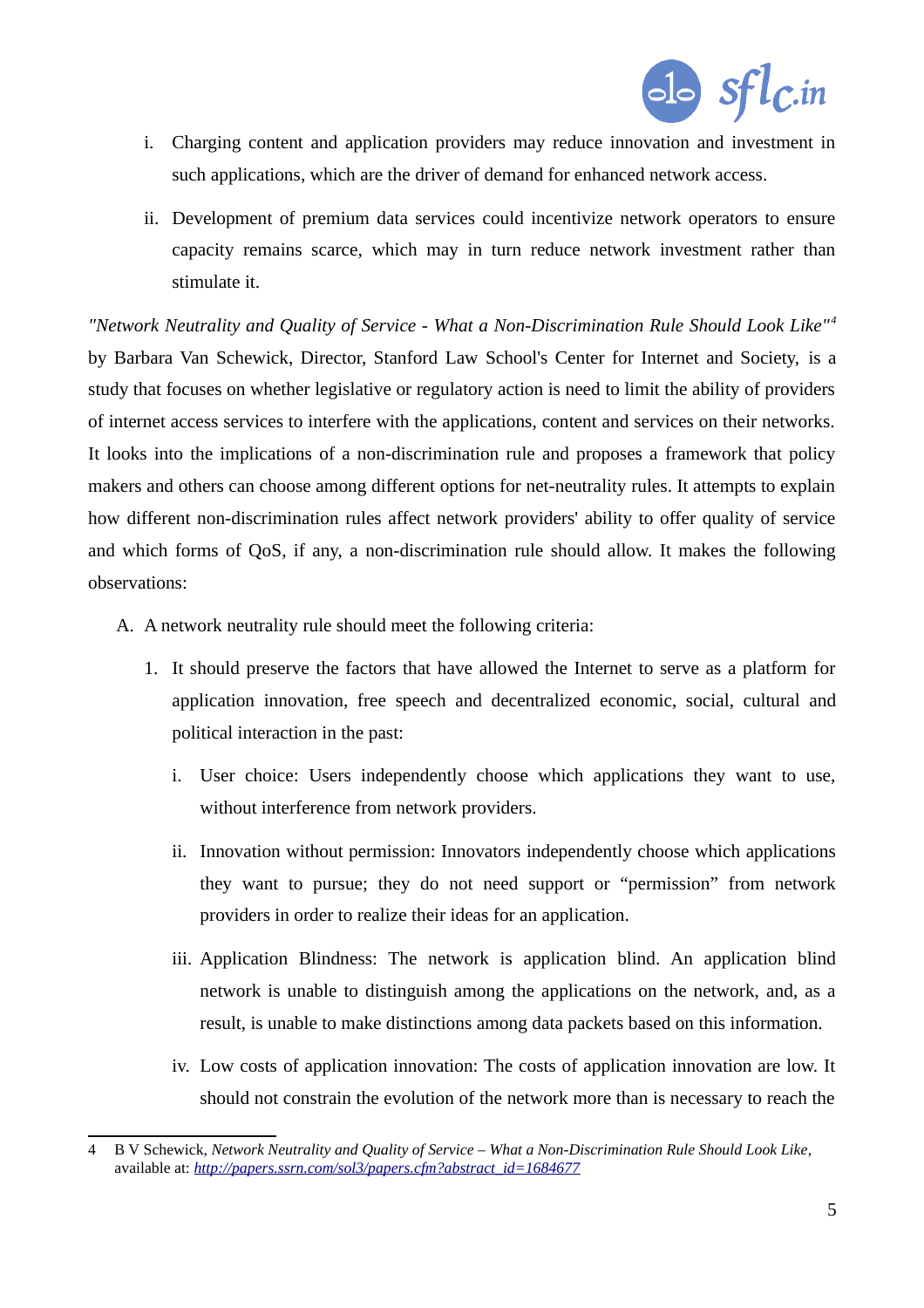i. Charging content and application providers may reduce innovation and investment in such applications, which are the driver of demand for enhanced network access.

ii. Development of premium data services could incentivize network operators to ensure capacity remains scarce, which may in turn reduce network investment rather than stimulate it.

*"Network Neutrality and Quality of Service - What a Non-Discrimination Rule Should Look Like"*[4] by Barbara Van Schewick, Director, Stanford Law School's Center for Internet and Society, is a study that focuses on whether legislative or regulatory action is need to limit the ability of providers of internet access services to interfere with the applications, content and services on their networks. It looks into the implications of a non-discrimination rule and proposes a framework that policy makers and others can choose among different options for net-neutrality rules. It attempts to explain how different non-discrimination rules affect network providers' ability to offer quality of service and which forms of QoS, if any, a non-discrimination rule should allow. It makes the following observations:

A. A network neutrality rule should meet the following criteria:

1. It should preserve the factors that have allowed the Internet to serve as a platform for application innovation, free speech and decentralized economic, social, cultural and political interaction in the past:

   i. User choice: Users independently choose which applications they want to use, without interference from network providers.

   ii. Innovation without permission: Innovators independently choose which applications they want to pursue; they do not need support or "permission" from network providers in order to realize their ideas for an application.

   iii. Application Blindness: The network is application blind. An application blind network is unable to distinguish among the applications on the network, and, as a result, is unable to make distinctions among data packets based on this information.

   iv. Low costs of application innovation: The costs of application innovation are low. It should not constrain the evolution of the network more than is necessary to reach the

---

4 B V Schewick, *Network Neutrality and Quality of Service – What a Non-Discrimination Rule Should Look Like*, available at: *http://papers.ssrn.com/sol3/papers.cfm?abstract_id=1684677*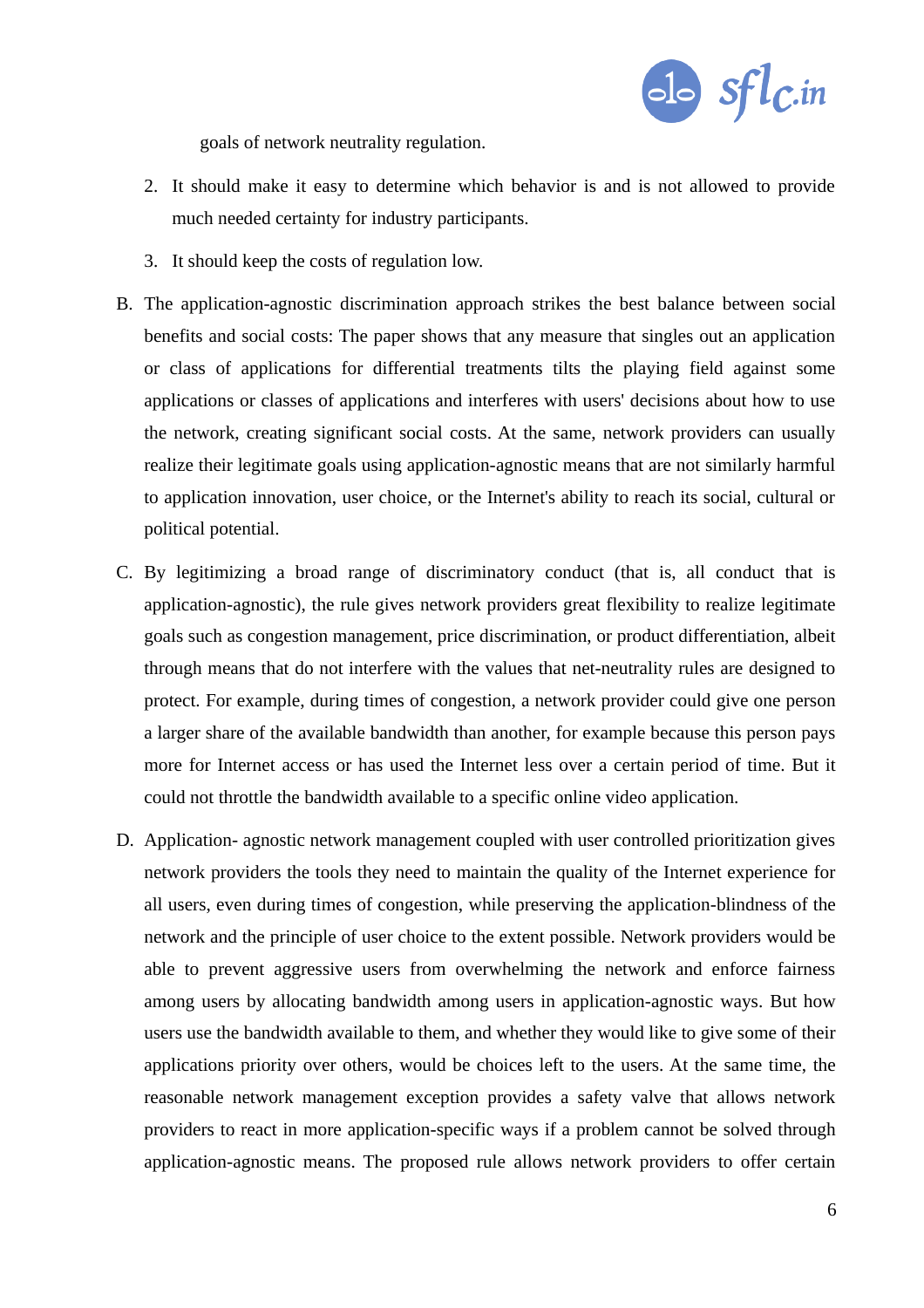goals of network neutrality regulation.

2. It should make it easy to determine which behavior is and is not allowed to provide much needed certainty for industry participants.
3. It should keep the costs of regulation low.

B. The application-agnostic discrimination approach strikes the best balance between social benefits and social costs: The paper shows that any measure that singles out an application or class of applications for differential treatments tilts the playing field against some applications or classes of applications and interferes with users' decisions about how to use the network, creating significant social costs. At the same, network providers can usually realize their legitimate goals using application-agnostic means that are not similarly harmful to application innovation, user choice, or the Internet's ability to reach its social, cultural or political potential.

C. By legitimizing a broad range of discriminatory conduct (that is, all conduct that is application-agnostic), the rule gives network providers great flexibility to realize legitimate goals such as congestion management, price discrimination, or product differentiation, albeit through means that do not interfere with the values that net-neutrality rules are designed to protect. For example, during times of congestion, a network provider could give one person a larger share of the available bandwidth than another, for example because this person pays more for Internet access or has used the Internet less over a certain period of time. But it could not throttle the bandwidth available to a specific online video application.

D. Application- agnostic network management coupled with user controlled prioritization gives network providers the tools they need to maintain the quality of the Internet experience for all users, even during times of congestion, while preserving the application-blindness of the network and the principle of user choice to the extent possible. Network providers would be able to prevent aggressive users from overwhelming the network and enforce fairness among users by allocating bandwidth among users in application-agnostic ways. But how users use the bandwidth available to them, and whether they would like to give some of their applications priority over others, would be choices left to the users. At the same time, the reasonable network management exception provides a safety valve that allows network providers to react in more application-specific ways if a problem cannot be solved through application-agnostic means. The proposed rule allows network providers to offer certain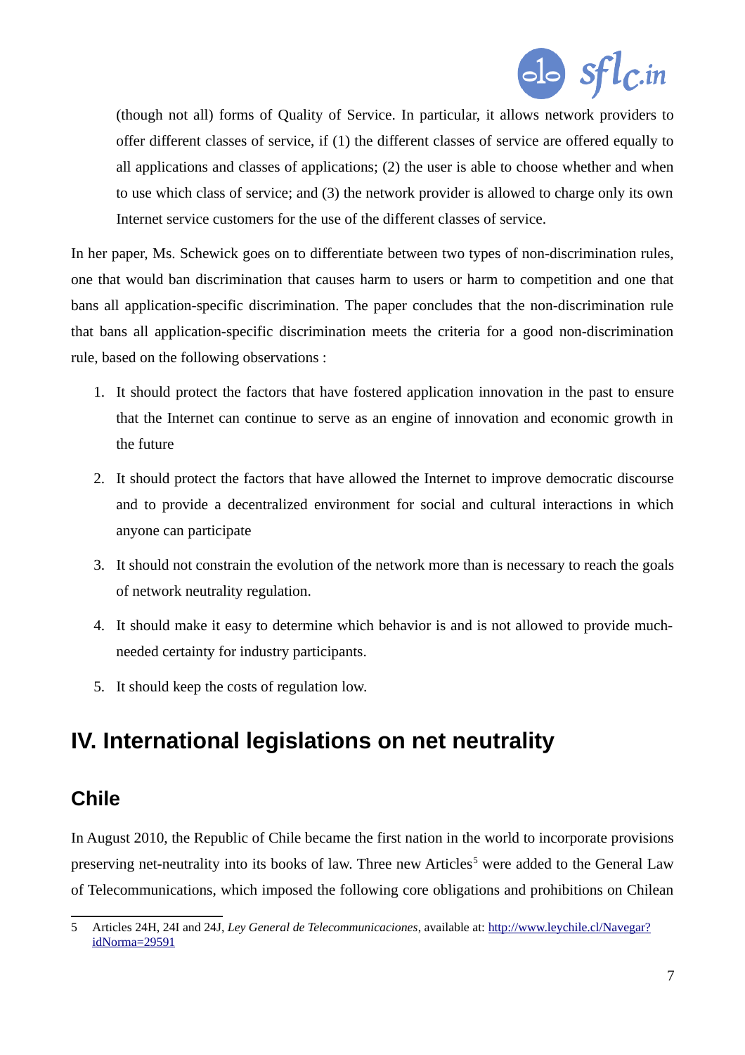(though not all) forms of Quality of Service. In particular, it allows network providers to offer different classes of service, if (1) the different classes of service are offered equally to all applications and classes of applications; (2) the user is able to choose whether and when to use which class of service; and (3) the network provider is allowed to charge only its own Internet service customers for the use of the different classes of service.

In her paper, Ms. Schewick goes on to differentiate between two types of non-discrimination rules, one that would ban discrimination that causes harm to users or harm to competition and one that bans all application-specific discrimination. The paper concludes that the non-discrimination rule that bans all application-specific discrimination meets the criteria for a good non-discrimination rule, based on the following observations :

1. It should protect the factors that have fostered application innovation in the past to ensure that the Internet can continue to serve as an engine of innovation and economic growth in the future
2. It should protect the factors that have allowed the Internet to improve democratic discourse and to provide a decentralized environment for social and cultural interactions in which anyone can participate
3. It should not constrain the evolution of the network more than is necessary to reach the goals of network neutrality regulation.
4. It should make it easy to determine which behavior is and is not allowed to provide much-needed certainty for industry participants.
5. It should keep the costs of regulation low.

# IV. International legislations on net neutrality

## Chile

In August 2010, the Republic of Chile became the first nation in the world to incorporate provisions preserving net-neutrality into its books of law. Three new Articles[5] were added to the General Law of Telecommunications, which imposed the following core obligations and prohibitions on Chilean

---

5 Articles 24H, 24I and 24J, *Ley General de Telecomunicaciones*, available at: http://www.leychile.cl/Navegar?idNorma=29591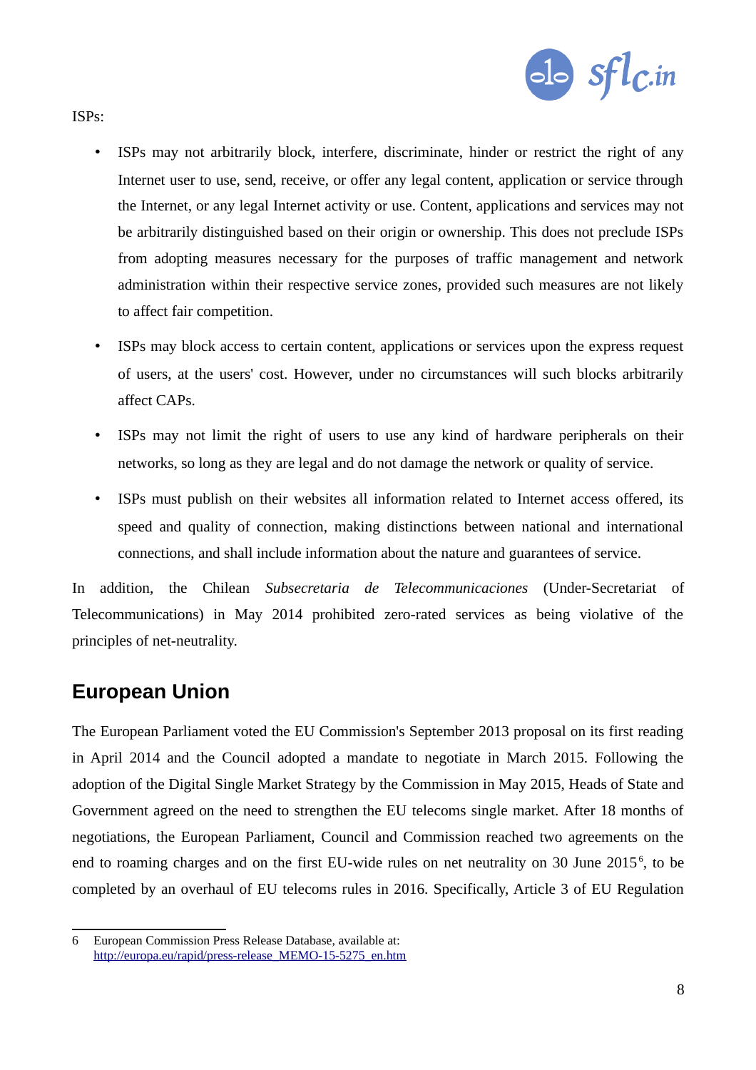ISPs:

- ISPs may not arbitrarily block, interfere, discriminate, hinder or restrict the right of any Internet user to use, send, receive, or offer any legal content, application or service through the Internet, or any legal Internet activity or use. Content, applications and services may not be arbitrarily distinguished based on their origin or ownership. This does not preclude ISPs from adopting measures necessary for the purposes of traffic management and network administration within their respective service zones, provided such measures are not likely to affect fair competition.
- ISPs may block access to certain content, applications or services upon the express request of users, at the users' cost. However, under no circumstances will such blocks arbitrarily affect CAPs.
- ISPs may not limit the right of users to use any kind of hardware peripherals on their networks, so long as they are legal and do not damage the network or quality of service.
- ISPs must publish on their websites all information related to Internet access offered, its speed and quality of connection, making distinctions between national and international connections, and shall include information about the nature and guarantees of service.

In addition, the Chilean *Subsecretaria de Telecommunicaciones* (Under-Secretariat of Telecommunications) in May 2014 prohibited zero-rated services as being violative of the principles of net-neutrality.

## European Union

The European Parliament voted the EU Commission's September 2013 proposal on its first reading in April 2014 and the Council adopted a mandate to negotiate in March 2015. Following the adoption of the Digital Single Market Strategy by the Commission in May 2015, Heads of State and Government agreed on the need to strengthen the EU telecoms single market. After 18 months of negotiations, the European Parliament, Council and Commission reached two agreements on the end to roaming charges and on the first EU-wide rules on net neutrality on 30 June 2015[6], to be completed by an overhaul of EU telecoms rules in 2016. Specifically, Article 3 of EU Regulation

---

6 European Commission Press Release Database, available at: http://europa.eu/rapid/press-release_MEMO-15-5275_en.htm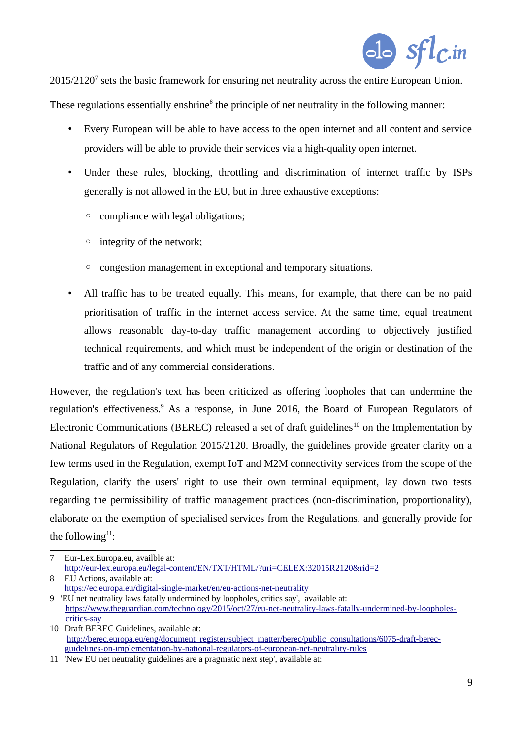2015/2120[7] sets the basic framework for ensuring net neutrality across the entire European Union.

These regulations essentially enshrine[8] the principle of net neutrality in the following manner:

- Every European will be able to have access to the open internet and all content and service providers will be able to provide their services via a high-quality open internet.
- Under these rules, blocking, throttling and discrimination of internet traffic by ISPs generally is not allowed in the EU, but in three exhaustive exceptions:
  - compliance with legal obligations;
  - integrity of the network;
  - congestion management in exceptional and temporary situations.
- All traffic has to be treated equally. This means, for example, that there can be no paid prioritisation of traffic in the internet access service. At the same time, equal treatment allows reasonable day-to-day traffic management according to objectively justified technical requirements, and which must be independent of the origin or destination of the traffic and of any commercial considerations.

However, the regulation's text has been criticized as offering loopholes that can undermine the regulation's effectiveness.[9] As a response, in June 2016, the Board of European Regulators of Electronic Communications (BEREC) released a set of draft guidelines[10] on the Implementation by National Regulators of Regulation 2015/2120. Broadly, the guidelines provide greater clarity on a few terms used in the Regulation, exempt IoT and M2M connectivity services from the scope of the Regulation, clarify the users' right to use their own terminal equipment, lay down two tests regarding the permissibility of traffic management practices (non-discrimination, proportionality), elaborate on the exemption of specialised services from the Regulations, and generally provide for the following[11]:

---

7 Eur-Lex.Europa.eu, availble at: http://eur-lex.europa.eu/legal-content/EN/TXT/HTML/?uri=CELEX:32015R2120&rid=2

8 EU Actions, available at: https://ec.europa.eu/digital-single-market/en/eu-actions-net-neutrality

9 'EU net neutrality laws fatally undermined by loopholes, critics say', available at: https://www.theguardian.com/technology/2015/oct/27/eu-net-neutrality-laws-fatally-undermined-by-loopholes-critics-say

10 Draft BEREC Guidelines, available at: http://berec.europa.eu/eng/document_register/subject_matter/berec/public_consultations/6075-draft-berec-guidelines-on-implementation-by-national-regulators-of-european-net-neutrality-rules

11 'New EU net neutrality guidelines are a pragmatic next step', available at: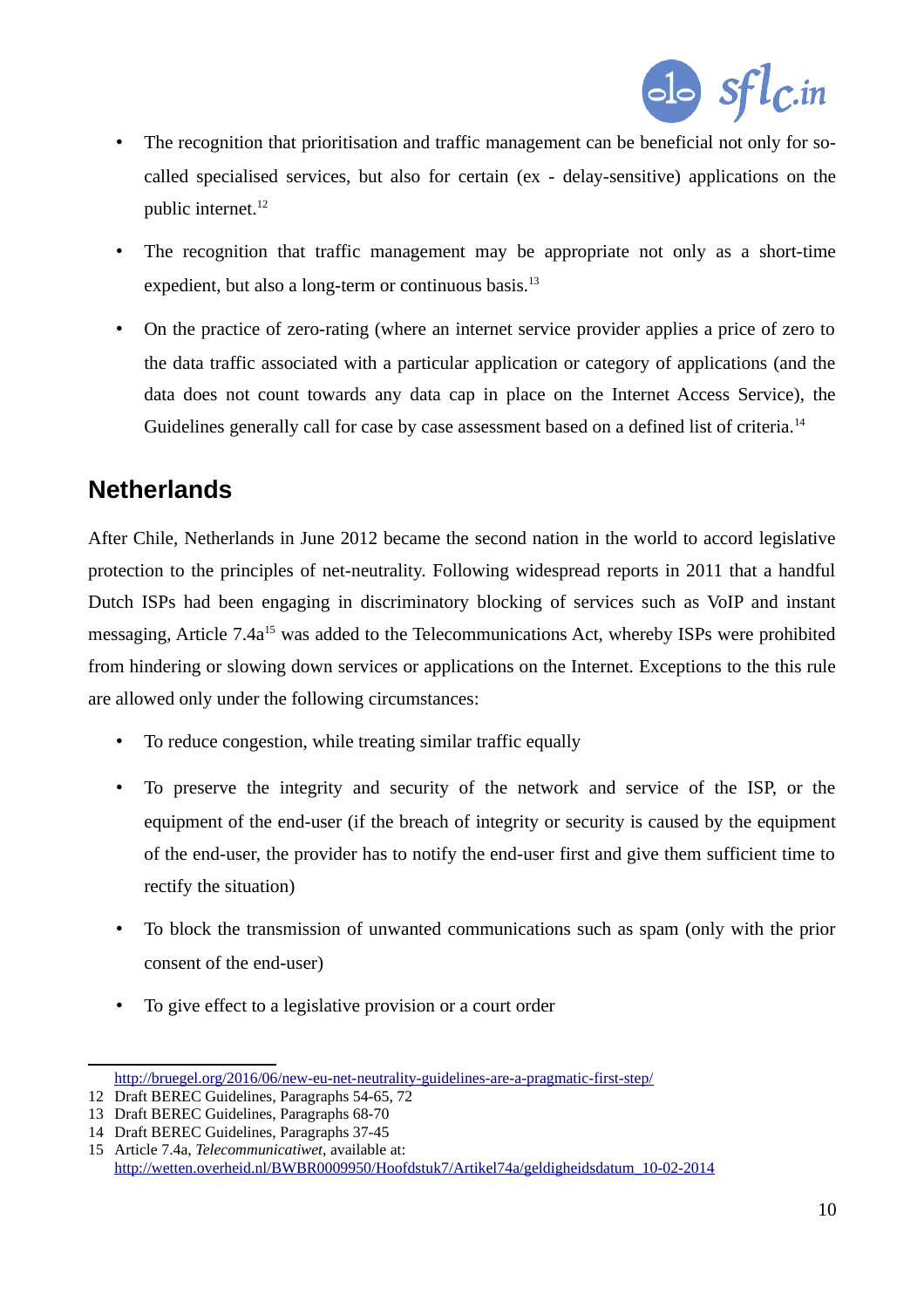- The recognition that prioritisation and traffic management can be beneficial not only for so-called specialised services, but also for certain (ex - delay-sensitive) applications on the public internet.[12]

- The recognition that traffic management may be appropriate not only as a short-time expedient, but also a long-term or continuous basis.[13]

- On the practice of zero-rating (where an internet service provider applies a price of zero to the data traffic associated with a particular application or category of applications (and the data does not count towards any data cap in place on the Internet Access Service), the Guidelines generally call for case by case assessment based on a defined list of criteria.[14]

## Netherlands

After Chile, Netherlands in June 2012 became the second nation in the world to accord legislative protection to the principles of net-neutrality. Following widespread reports in 2011 that a handful Dutch ISPs had been engaging in discriminatory blocking of services such as VoIP and instant messaging, Article 7.4a[15] was added to the Telecommunications Act, whereby ISPs were prohibited from hindering or slowing down services or applications on the Internet. Exceptions to the this rule are allowed only under the following circumstances:

- To reduce congestion, while treating similar traffic equally

- To preserve the integrity and security of the network and service of the ISP, or the equipment of the end-user (if the breach of integrity or security is caused by the equipment of the end-user, the provider has to notify the end-user first and give them sufficient time to rectify the situation)

- To block the transmission of unwanted communications such as spam (only with the prior consent of the end-user)

- To give effect to a legislative provision or a court order

---

http://bruegel.org/2016/06/new-eu-net-neutrality-guidelines-are-a-pragmatic-first-step/

12 Draft BEREC Guidelines, Paragraphs 54-65, 72

13 Draft BEREC Guidelines, Paragraphs 68-70

14 Draft BEREC Guidelines, Paragraphs 37-45

15 Article 7.4a, *Telecommunicatiwet*, available at: http://wetten.overheid.nl/BWBR0009950/Hoofdstuk7/Artikel74a/geldigheidsdatum_10-02-2014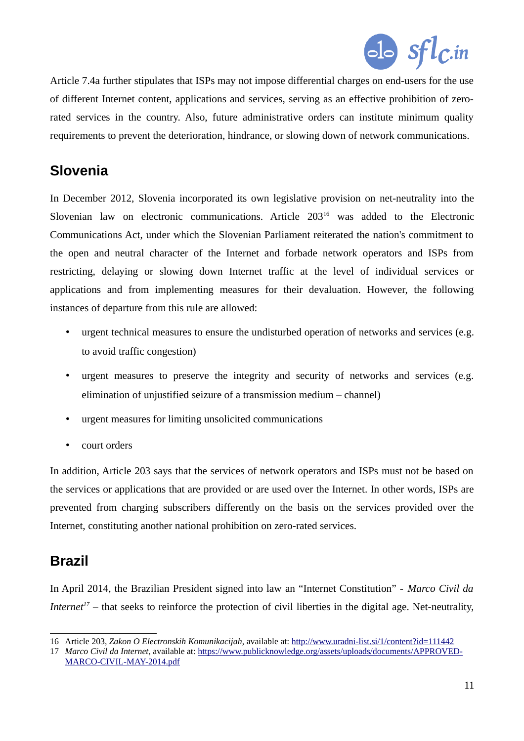Article 7.4a further stipulates that ISPs may not impose differential charges on end-users for the use of different Internet content, applications and services, serving as an effective prohibition of zero-rated services in the country. Also, future administrative orders can institute minimum quality requirements to prevent the deterioration, hindrance, or slowing down of network communications.

## Slovenia

In December 2012, Slovenia incorporated its own legislative provision on net-neutrality into the Slovenian law on electronic communications. Article 203[16] was added to the Electronic Communications Act, under which the Slovenian Parliament reiterated the nation's commitment to the open and neutral character of the Internet and forbade network operators and ISPs from restricting, delaying or slowing down Internet traffic at the level of individual services or applications and from implementing measures for their devaluation. However, the following instances of departure from this rule are allowed:

- urgent technical measures to ensure the undisturbed operation of networks and services (e.g. to avoid traffic congestion)
- urgent measures to preserve the integrity and security of networks and services (e.g. elimination of unjustified seizure of a transmission medium – channel)
- urgent measures for limiting unsolicited communications
- court orders

In addition, Article 203 says that the services of network operators and ISPs must not be based on the services or applications that are provided or are used over the Internet. In other words, ISPs are prevented from charging subscribers differently on the basis on the services provided over the Internet, constituting another national prohibition on zero-rated services.

## Brazil

In April 2014, the Brazilian President signed into law an "Internet Constitution" - *Marco Civil da Internet*[17] – that seeks to reinforce the protection of civil liberties in the digital age. Net-neutrality,

---

16 Article 203, *Zakon O Electronskih Komunikacijah*, available at: http://www.uradni-list.si/1/content?id=111442

17 *Marco Civil da Internet*, available at: https://www.publicknowledge.org/assets/uploads/documents/APPROVED-MARCO-CIVIL-MAY-2014.pdf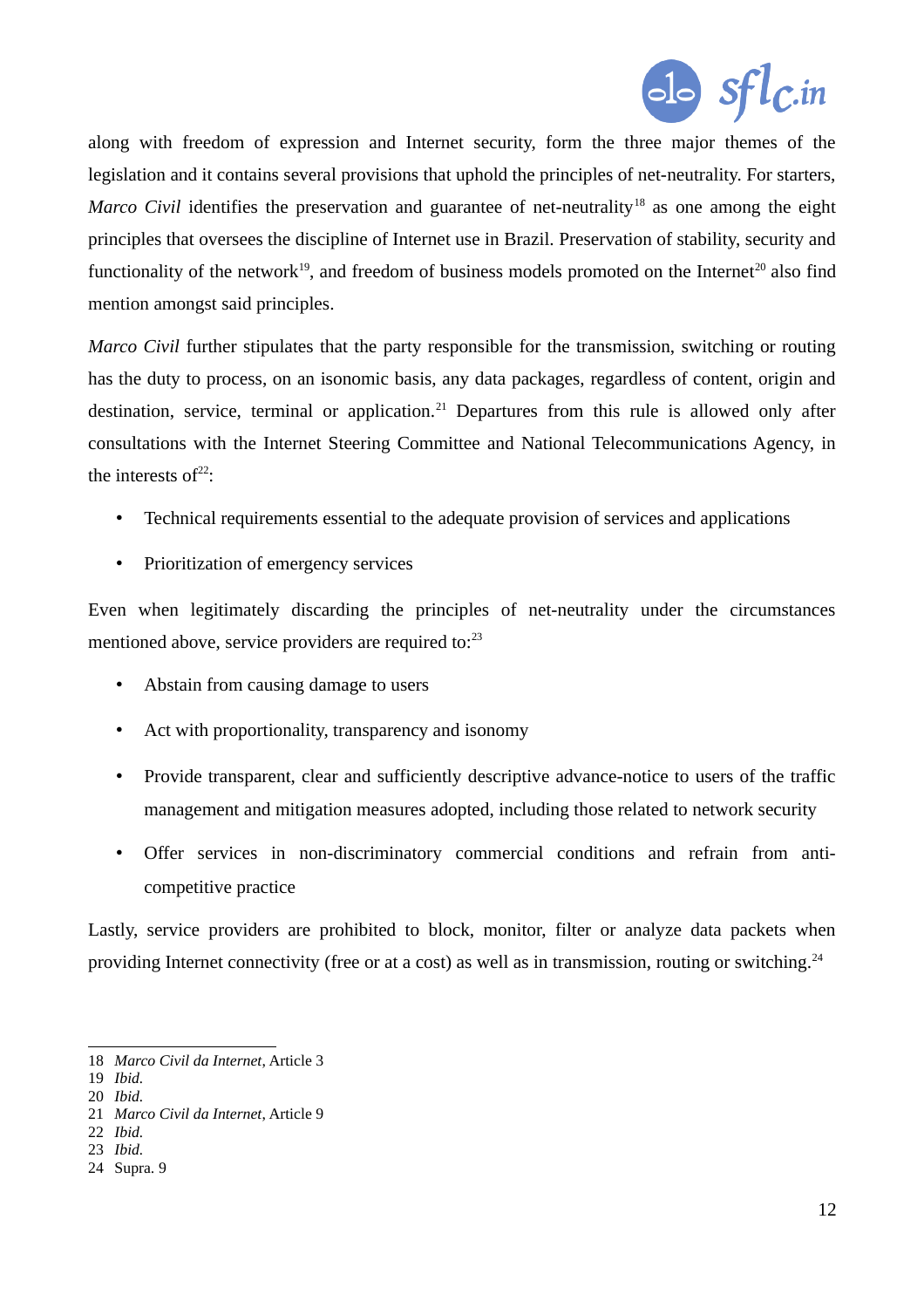along with freedom of expression and Internet security, form the three major themes of the legislation and it contains several provisions that uphold the principles of net-neutrality. For starters, *Marco Civil* identifies the preservation and guarantee of net-neutrality[18] as one among the eight principles that oversees the discipline of Internet use in Brazil. Preservation of stability, security and functionality of the network[19], and freedom of business models promoted on the Internet[20] also find mention amongst said principles.

*Marco Civil* further stipulates that the party responsible for the transmission, switching or routing has the duty to process, on an isonomic basis, any data packages, regardless of content, origin and destination, service, terminal or application.[21] Departures from this rule is allowed only after consultations with the Internet Steering Committee and National Telecommunications Agency, in the interests of[22]:

- Technical requirements essential to the adequate provision of services and applications
- Prioritization of emergency services

Even when legitimately discarding the principles of net-neutrality under the circumstances mentioned above, service providers are required to:[23]

- Abstain from causing damage to users
- Act with proportionality, transparency and isonomy
- Provide transparent, clear and sufficiently descriptive advance-notice to users of the traffic management and mitigation measures adopted, including those related to network security
- Offer services in non-discriminatory commercial conditions and refrain from anti-competitive practice

Lastly, service providers are prohibited to block, monitor, filter or analyze data packets when providing Internet connectivity (free or at a cost) as well as in transmission, routing or switching.[24]

---

18 *Marco Civil da Internet*, Article 3
19 *Ibid.*
20 *Ibid.*
21 *Marco Civil da Internet*, Article 9
22 *Ibid.*
23 *Ibid.*
24 Supra. 9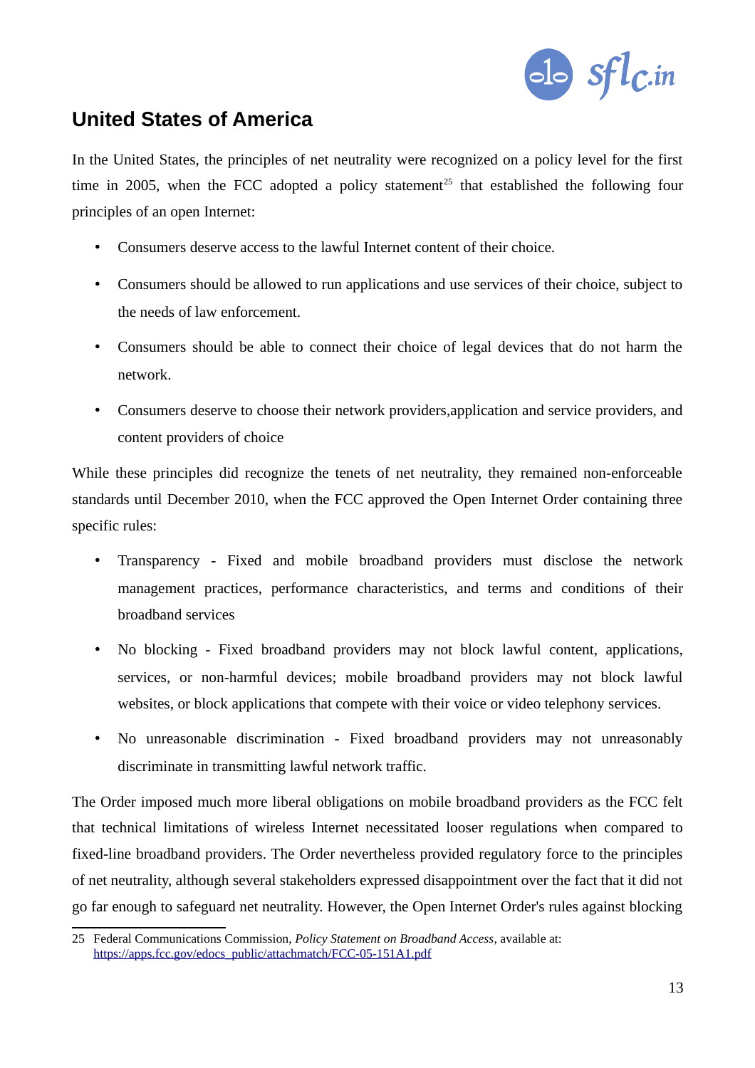## United States of America

In the United States, the principles of net neutrality were recognized on a policy level for the first time in 2005, when the FCC adopted a policy statement[25] that established the following four principles of an open Internet:

- Consumers deserve access to the lawful Internet content of their choice.
- Consumers should be allowed to run applications and use services of their choice, subject to the needs of law enforcement.
- Consumers should be able to connect their choice of legal devices that do not harm the network.
- Consumers deserve to choose their network providers,application and service providers, and content providers of choice

While these principles did recognize the tenets of net neutrality, they remained non-enforceable standards until December 2010, when the FCC approved the Open Internet Order containing three specific rules:

- Transparency - Fixed and mobile broadband providers must disclose the network management practices, performance characteristics, and terms and conditions of their broadband services
- No blocking - Fixed broadband providers may not block lawful content, applications, services, or non-harmful devices; mobile broadband providers may not block lawful websites, or block applications that compete with their voice or video telephony services.
- No unreasonable discrimination - Fixed broadband providers may not unreasonably discriminate in transmitting lawful network traffic.

The Order imposed much more liberal obligations on mobile broadband providers as the FCC felt that technical limitations of wireless Internet necessitated looser regulations when compared to fixed-line broadband providers. The Order nevertheless provided regulatory force to the principles of net neutrality, although several stakeholders expressed disappointment over the fact that it did not go far enough to safeguard net neutrality. However, the Open Internet Order's rules against blocking

---

25 Federal Communications Commission, *Policy Statement on Broadband Access*, available at: https://apps.fcc.gov/edocs_public/attachmatch/FCC-05-151A1.pdf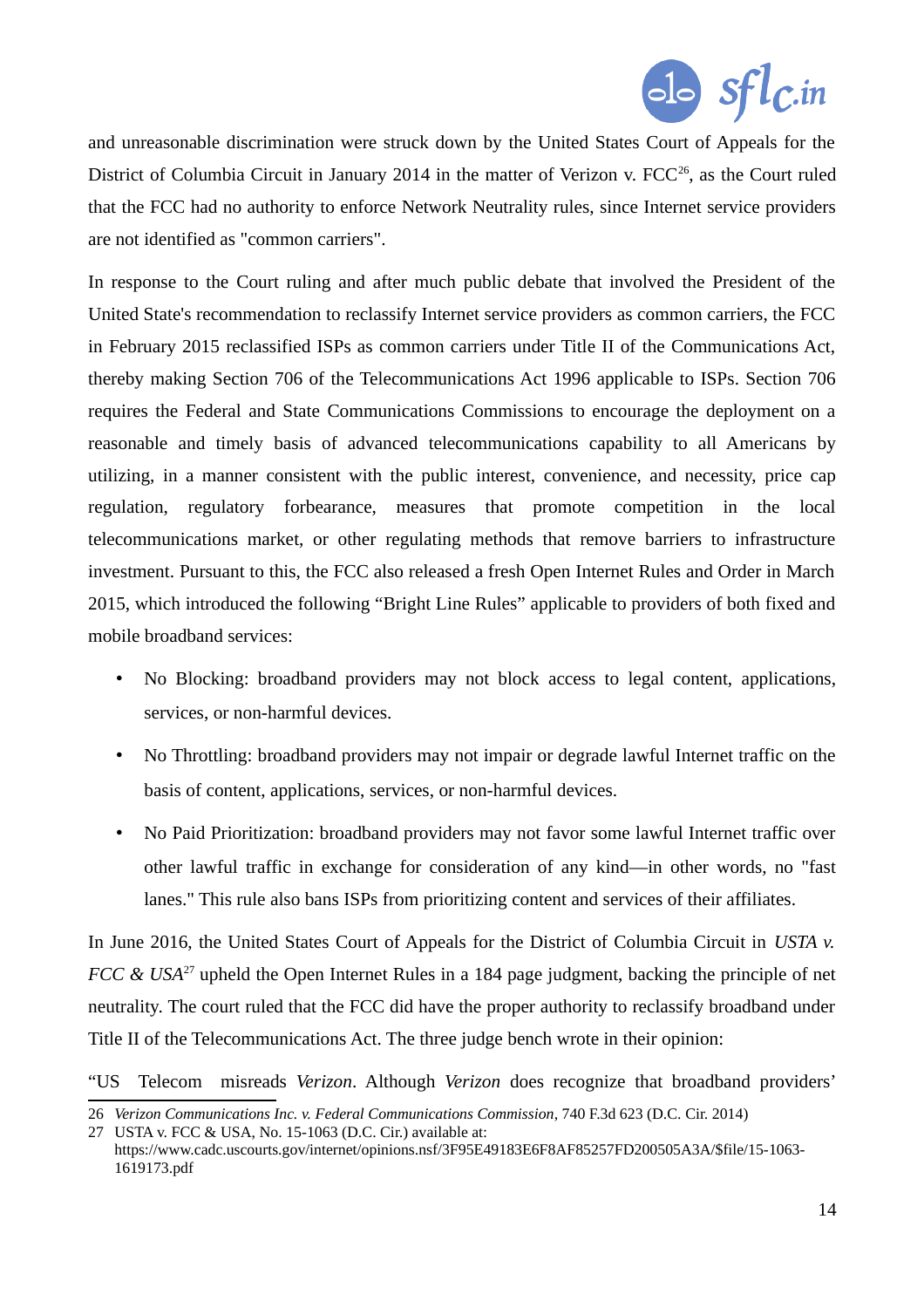and unreasonable discrimination were struck down by the United States Court of Appeals for the District of Columbia Circuit in January 2014 in the matter of Verizon v. FCC[26], as the Court ruled that the FCC had no authority to enforce Network Neutrality rules, since Internet service providers are not identified as "common carriers".

In response to the Court ruling and after much public debate that involved the President of the United State's recommendation to reclassify Internet service providers as common carriers, the FCC in February 2015 reclassified ISPs as common carriers under Title II of the Communications Act, thereby making Section 706 of the Telecommunications Act 1996 applicable to ISPs. Section 706 requires the Federal and State Communications Commissions to encourage the deployment on a reasonable and timely basis of advanced telecommunications capability to all Americans by utilizing, in a manner consistent with the public interest, convenience, and necessity, price cap regulation, regulatory forbearance, measures that promote competition in the local telecommunications market, or other regulating methods that remove barriers to infrastructure investment. Pursuant to this, the FCC also released a fresh Open Internet Rules and Order in March 2015, which introduced the following "Bright Line Rules" applicable to providers of both fixed and mobile broadband services:

- No Blocking: broadband providers may not block access to legal content, applications, services, or non-harmful devices.
- No Throttling: broadband providers may not impair or degrade lawful Internet traffic on the basis of content, applications, services, or non-harmful devices.
- No Paid Prioritization: broadband providers may not favor some lawful Internet traffic over other lawful traffic in exchange for consideration of any kind—in other words, no "fast lanes." This rule also bans ISPs from prioritizing content and services of their affiliates.

In June 2016, the United States Court of Appeals for the District of Columbia Circuit in *USTA v. FCC & USA*[27] upheld the Open Internet Rules in a 184 page judgment, backing the principle of net neutrality. The court ruled that the FCC did have the proper authority to reclassify broadband under Title II of the Telecommunications Act. The three judge bench wrote in their opinion:

"US Telecom misreads *Verizon*. Although *Verizon* does recognize that broadband providers'

---

26 *Verizon Communications Inc. v. Federal Communications Commission*, 740 F.3d 623 (D.C. Cir. 2014)

27 USTA v. FCC & USA, No. 15-1063 (D.C. Cir.) available at: https://www.cadc.uscourts.gov/internet/opinions.nsf/3F95E49183E6F8AF85257FD200505A3A/$file/15-1063-1619173.pdf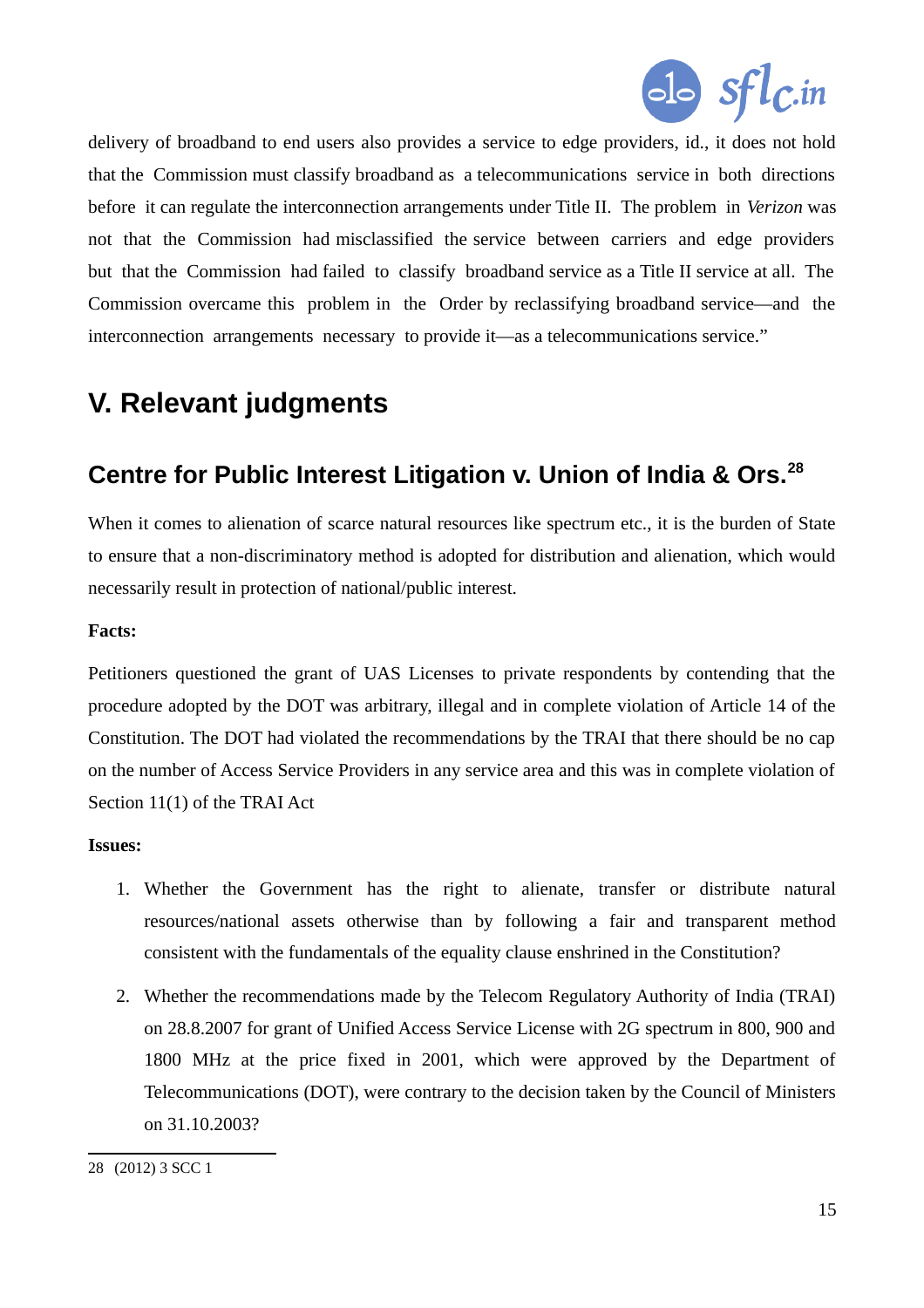delivery of broadband to end users also provides a service to edge providers, id., it does not hold that the Commission must classify broadband as a telecommunications service in both directions before it can regulate the interconnection arrangements under Title II. The problem in *Verizon* was not that the Commission had misclassified the service between carriers and edge providers but that the Commission had failed to classify broadband service as a Title II service at all. The Commission overcame this problem in the Order by reclassifying broadband service—and the interconnection arrangements necessary to provide it—as a telecommunications service."

## V. Relevant judgments

### Centre for Public Interest Litigation v. Union of India & Ors.[28]

When it comes to alienation of scarce natural resources like spectrum etc., it is the burden of State to ensure that a non-discriminatory method is adopted for distribution and alienation, which would necessarily result in protection of national/public interest.

**Facts:**

Petitioners questioned the grant of UAS Licenses to private respondents by contending that the procedure adopted by the DOT was arbitrary, illegal and in complete violation of Article 14 of the Constitution. The DOT had violated the recommendations by the TRAI that there should be no cap on the number of Access Service Providers in any service area and this was in complete violation of Section 11(1) of the TRAI Act

**Issues:**

1. Whether the Government has the right to alienate, transfer or distribute natural resources/national assets otherwise than by following a fair and transparent method consistent with the fundamentals of the equality clause enshrined in the Constitution?
2. Whether the recommendations made by the Telecom Regulatory Authority of India (TRAI) on 28.8.2007 for grant of Unified Access Service License with 2G spectrum in 800, 900 and 1800 MHz at the price fixed in 2001, which were approved by the Department of Telecommunications (DOT), were contrary to the decision taken by the Council of Ministers on 31.10.2003?

---

28 (2012) 3 SCC 1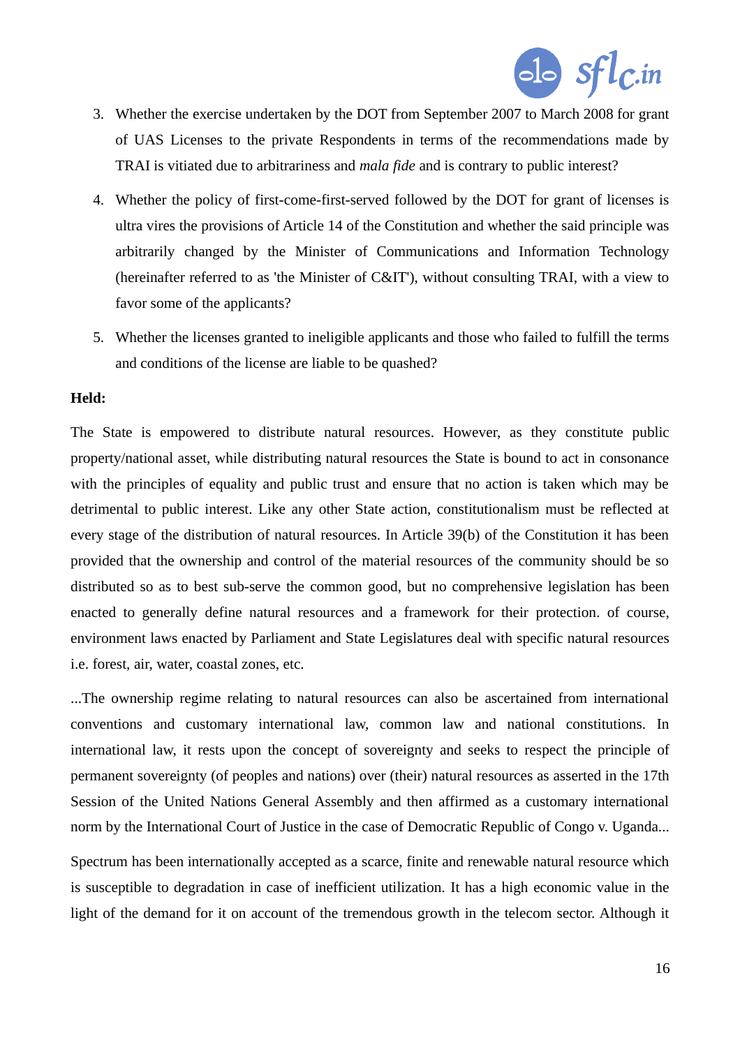3. Whether the exercise undertaken by the DOT from September 2007 to March 2008 for grant of UAS Licenses to the private Respondents in terms of the recommendations made by TRAI is vitiated due to arbitrariness and *mala fide* and is contrary to public interest?
4. Whether the policy of first-come-first-served followed by the DOT for grant of licenses is ultra vires the provisions of Article 14 of the Constitution and whether the said principle was arbitrarily changed by the Minister of Communications and Information Technology (hereinafter referred to as 'the Minister of C&IT'), without consulting TRAI, with a view to favor some of the applicants?
5. Whether the licenses granted to ineligible applicants and those who failed to fulfill the terms and conditions of the license are liable to be quashed?

**Held:**

The State is empowered to distribute natural resources. However, as they constitute public property/national asset, while distributing natural resources the State is bound to act in consonance with the principles of equality and public trust and ensure that no action is taken which may be detrimental to public interest. Like any other State action, constitutionalism must be reflected at every stage of the distribution of natural resources. In Article 39(b) of the Constitution it has been provided that the ownership and control of the material resources of the community should be so distributed so as to best sub-serve the common good, but no comprehensive legislation has been enacted to generally define natural resources and a framework for their protection. of course, environment laws enacted by Parliament and State Legislatures deal with specific natural resources i.e. forest, air, water, coastal zones, etc.

...The ownership regime relating to natural resources can also be ascertained from international conventions and customary international law, common law and national constitutions. In international law, it rests upon the concept of sovereignty and seeks to respect the principle of permanent sovereignty (of peoples and nations) over (their) natural resources as asserted in the 17th Session of the United Nations General Assembly and then affirmed as a customary international norm by the International Court of Justice in the case of Democratic Republic of Congo v. Uganda...

Spectrum has been internationally accepted as a scarce, finite and renewable natural resource which is susceptible to degradation in case of inefficient utilization. It has a high economic value in the light of the demand for it on account of the tremendous growth in the telecom sector. Although it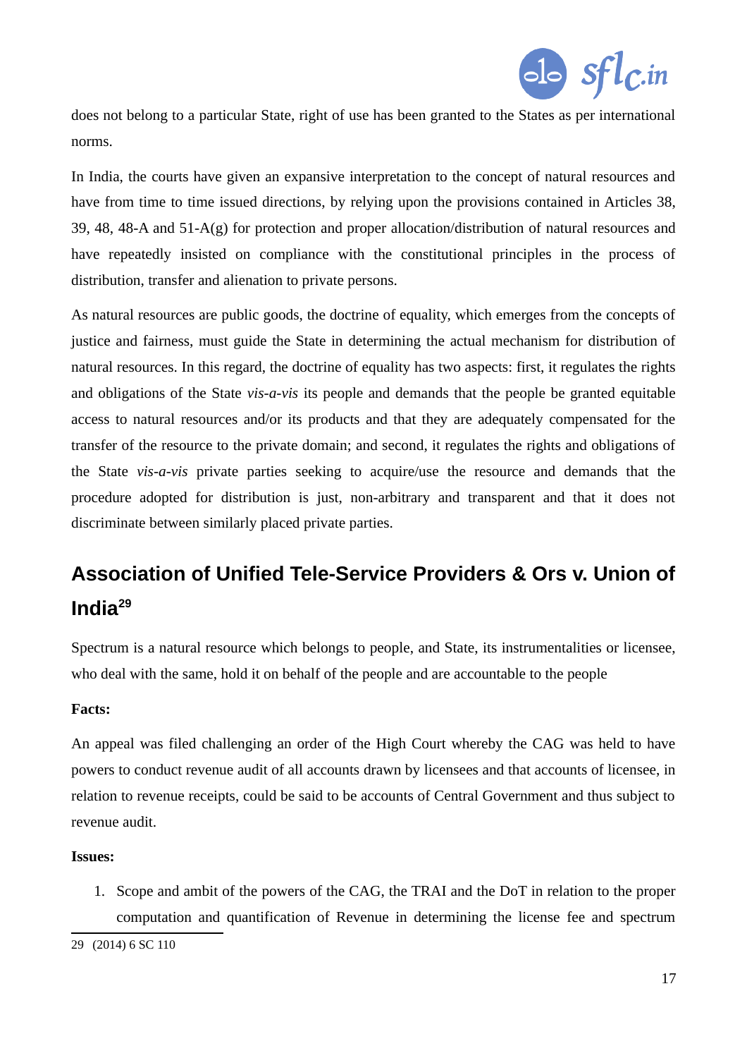does not belong to a particular State, right of use has been granted to the States as per international norms.

In India, the courts have given an expansive interpretation to the concept of natural resources and have from time to time issued directions, by relying upon the provisions contained in Articles 38, 39, 48, 48-A and 51-A(g) for protection and proper allocation/distribution of natural resources and have repeatedly insisted on compliance with the constitutional principles in the process of distribution, transfer and alienation to private persons.

As natural resources are public goods, the doctrine of equality, which emerges from the concepts of justice and fairness, must guide the State in determining the actual mechanism for distribution of natural resources. In this regard, the doctrine of equality has two aspects: first, it regulates the rights and obligations of the State *vis-a-vis* its people and demands that the people be granted equitable access to natural resources and/or its products and that they are adequately compensated for the transfer of the resource to the private domain; and second, it regulates the rights and obligations of the State *vis-a-vis* private parties seeking to acquire/use the resource and demands that the procedure adopted for distribution is just, non-arbitrary and transparent and that it does not discriminate between similarly placed private parties.

## Association of Unified Tele-Service Providers & Ors v. Union of India[29]

Spectrum is a natural resource which belongs to people, and State, its instrumentalities or licensee, who deal with the same, hold it on behalf of the people and are accountable to the people

**Facts:**

An appeal was filed challenging an order of the High Court whereby the CAG was held to have powers to conduct revenue audit of all accounts drawn by licensees and that accounts of licensee, in relation to revenue receipts, could be said to be accounts of Central Government and thus subject to revenue audit.

**Issues:**

1. Scope and ambit of the powers of the CAG, the TRAI and the DoT in relation to the proper computation and quantification of Revenue in determining the license fee and spectrum

[29] (2014) 6 SC 110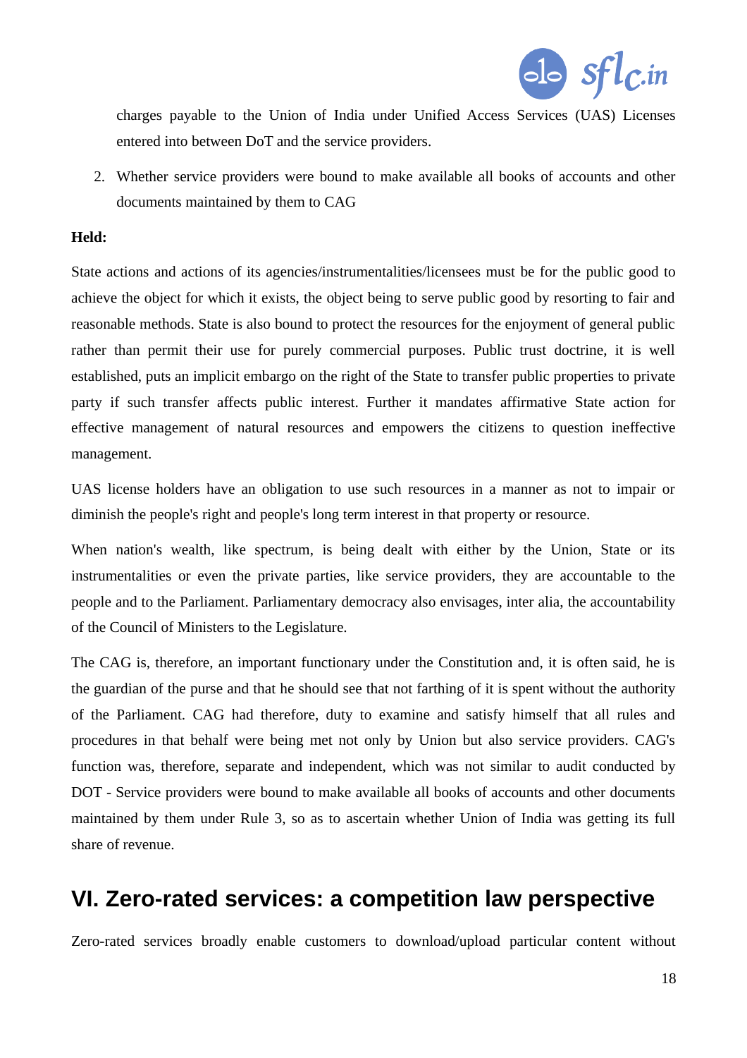charges payable to the Union of India under Unified Access Services (UAS) Licenses entered into between DoT and the service providers.

2. Whether service providers were bound to make available all books of accounts and other documents maintained by them to CAG

**Held:**

State actions and actions of its agencies/instrumentalities/licensees must be for the public good to achieve the object for which it exists, the object being to serve public good by resorting to fair and reasonable methods. State is also bound to protect the resources for the enjoyment of general public rather than permit their use for purely commercial purposes. Public trust doctrine, it is well established, puts an implicit embargo on the right of the State to transfer public properties to private party if such transfer affects public interest. Further it mandates affirmative State action for effective management of natural resources and empowers the citizens to question ineffective management.

UAS license holders have an obligation to use such resources in a manner as not to impair or diminish the people's right and people's long term interest in that property or resource.

When nation's wealth, like spectrum, is being dealt with either by the Union, State or its instrumentalities or even the private parties, like service providers, they are accountable to the people and to the Parliament. Parliamentary democracy also envisages, inter alia, the accountability of the Council of Ministers to the Legislature.

The CAG is, therefore, an important functionary under the Constitution and, it is often said, he is the guardian of the purse and that he should see that not farthing of it is spent without the authority of the Parliament. CAG had therefore, duty to examine and satisfy himself that all rules and procedures in that behalf were being met not only by Union but also service providers. CAG's function was, therefore, separate and independent, which was not similar to audit conducted by DOT - Service providers were bound to make available all books of accounts and other documents maintained by them under Rule 3, so as to ascertain whether Union of India was getting its full share of revenue.

## VI. Zero-rated services: a competition law perspective

Zero-rated services broadly enable customers to download/upload particular content without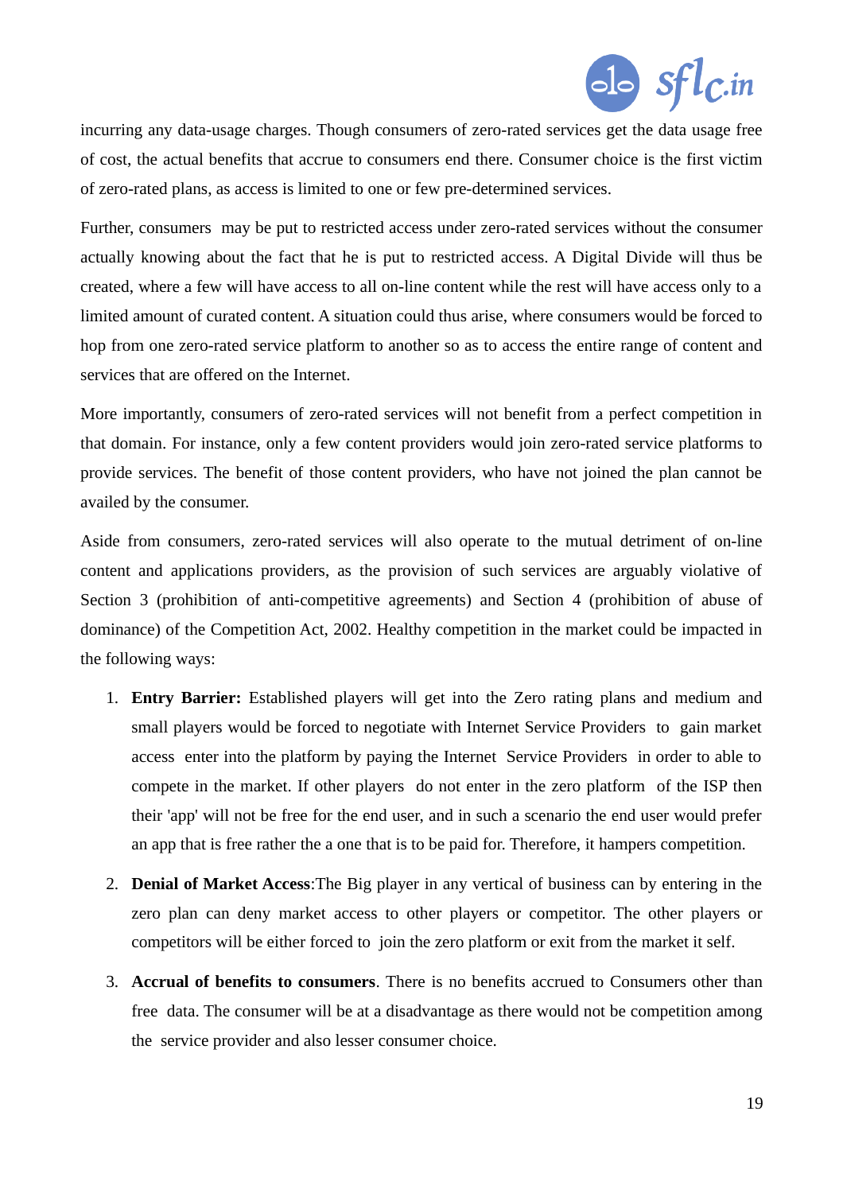incurring any data-usage charges. Though consumers of zero-rated services get the data usage free of cost, the actual benefits that accrue to consumers end there. Consumer choice is the first victim of zero-rated plans, as access is limited to one or few pre-determined services.

Further, consumers may be put to restricted access under zero-rated services without the consumer actually knowing about the fact that he is put to restricted access. A Digital Divide will thus be created, where a few will have access to all on-line content while the rest will have access only to a limited amount of curated content. A situation could thus arise, where consumers would be forced to hop from one zero-rated service platform to another so as to access the entire range of content and services that are offered on the Internet.

More importantly, consumers of zero-rated services will not benefit from a perfect competition in that domain. For instance, only a few content providers would join zero-rated service platforms to provide services. The benefit of those content providers, who have not joined the plan cannot be availed by the consumer.

Aside from consumers, zero-rated services will also operate to the mutual detriment of on-line content and applications providers, as the provision of such services are arguably violative of Section 3 (prohibition of anti-competitive agreements) and Section 4 (prohibition of abuse of dominance) of the Competition Act, 2002. Healthy competition in the market could be impacted in the following ways:

1. **Entry Barrier:** Established players will get into the Zero rating plans and medium and small players would be forced to negotiate with Internet Service Providers to gain market access enter into the platform by paying the Internet Service Providers in order to able to compete in the market. If other players do not enter in the zero platform of the ISP then their 'app' will not be free for the end user, and in such a scenario the end user would prefer an app that is free rather the a one that is to be paid for. Therefore, it hampers competition.

2. **Denial of Market Access**:The Big player in any vertical of business can by entering in the zero plan can deny market access to other players or competitor. The other players or competitors will be either forced to join the zero platform or exit from the market it self.

3. **Accrual of benefits to consumers**. There is no benefits accrued to Consumers other than free data. The consumer will be at a disadvantage as there would not be competition among the service provider and also lesser consumer choice.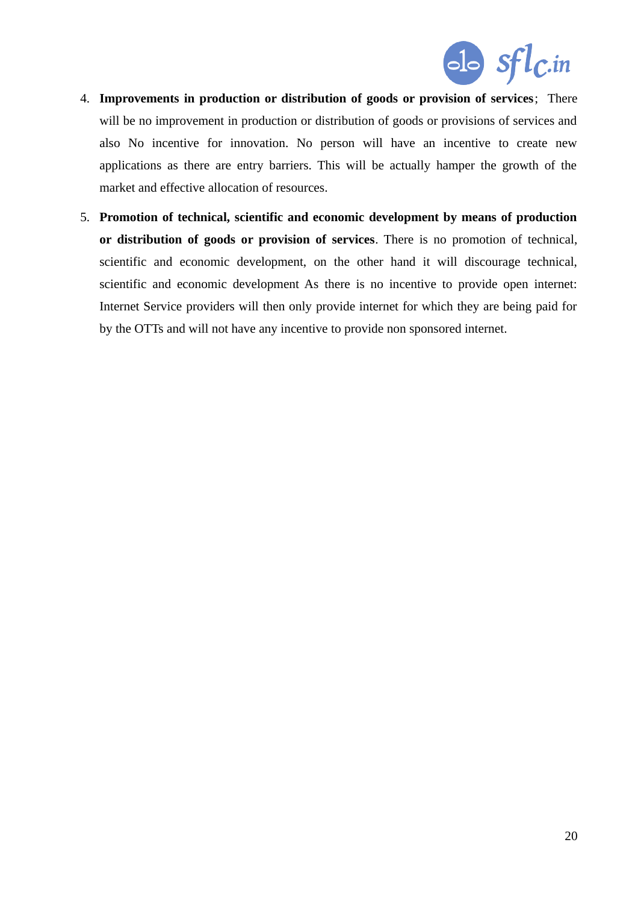4. **Improvements in production or distribution of goods or provision of services**; There will be no improvement in production or distribution of goods or provisions of services and also No incentive for innovation. No person will have an incentive to create new applications as there are entry barriers. This will be actually hamper the growth of the market and effective allocation of resources.

5. **Promotion of technical, scientific and economic development by means of production or distribution of goods or provision of services**. There is no promotion of technical, scientific and economic development, on the other hand it will discourage technical, scientific and economic development As there is no incentive to provide open internet: Internet Service providers will then only provide internet for which they are being paid for by the OTTs and will not have any incentive to provide non sponsored internet.